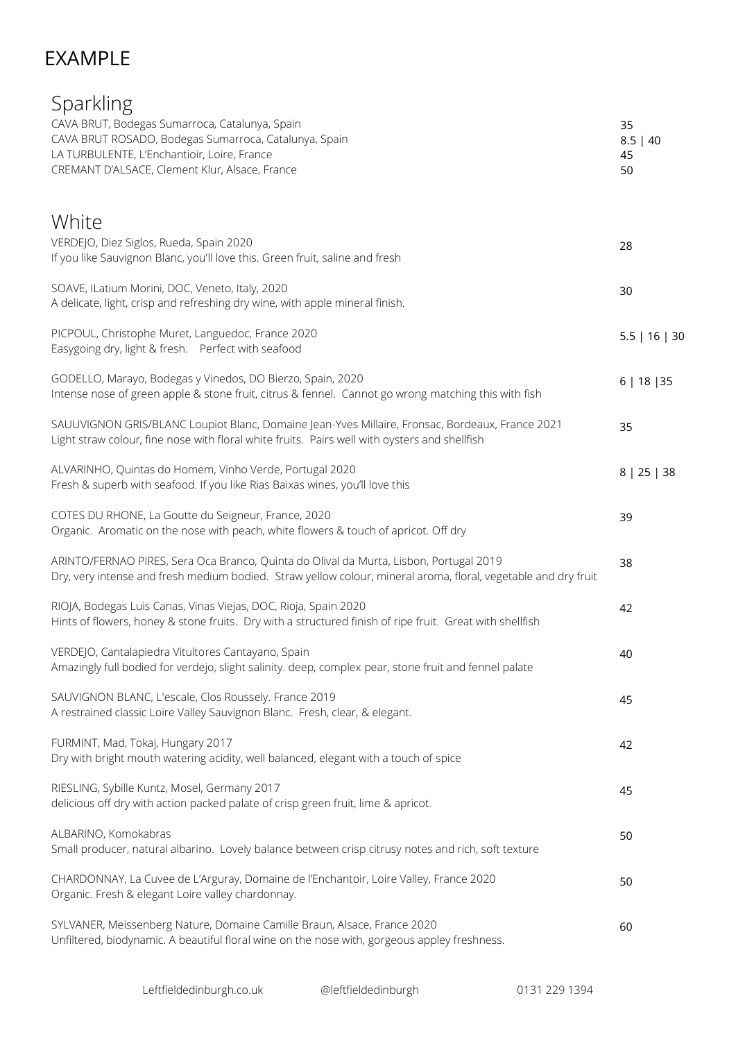# EXAMPLE

## Sparkling

| | |
|---|---|
| CAVA BRUT, Bodegas Sumarroca, Catalunya, Spain | 35 |
| CAVA BRUT ROSADO, Bodegas Sumarroca, Catalunya, Spain | 8.5 \| 40 |
| LA TURBULENTE, L'Enchantioir, Loire, France | 45 |
| CREMANT D'ALSACE, Clement Klur, Alsace, France | 50 |

## White

| | |
|---|---|
| VERDEJO, Diez Siglos, Rueda, Spain 2020<br>If you like Sauvignon Blanc, you'll love this. Green fruit, saline and fresh | 28 |
| SOAVE, ILatium Morini, DOC, Veneto, Italy, 2020<br>A delicate, light, crisp and refreshing dry wine, with apple mineral finish. | 30 |
| PICPOUL, Christophe Muret, Languedoc, France 2020<br>Easygoing dry, light & fresh. Perfect with seafood | 5.5 \| 16 \| 30 |
| GODELLO, Marayo, Bodegas y Vinedos, DO Bierzo, Spain, 2020<br>Intense nose of green apple & stone fruit, citrus & fennel. Cannot go wrong matching this with fish | 6 \| 18 \|35 |
| SAUUVIGNON GRIS/BLANC Loupiot Blanc, Domaine Jean-Yves Millaire, Fronsac, Bordeaux, France 2021<br>Light straw colour, fine nose with floral white fruits. Pairs well with oysters and shellfish | 35 |
| ALVARINHO, Quintas do Homem, Vinho Verde, Portugal 2020<br>Fresh & superb with seafood. If you like Rias Baixas wines, you'll love this | 8 \| 25 \| 38 |
| COTES DU RHONE, La Goutte du Seigneur, France, 2020<br>Organic. Aromatic on the nose with peach, white flowers & touch of apricot. Off dry | 39 |
| ARINTO/FERNAO PIRES, Sera Oca Branco, Quinta do Olival da Murta, Lisbon, Portugal 2019<br>Dry, very intense and fresh medium bodied. Straw yellow colour, mineral aroma, floral, vegetable and dry fruit | 38 |
| RIOJA, Bodegas Luis Canas, Vinas Viejas, DOC, Rioja, Spain 2020<br>Hints of flowers, honey & stone fruits. Dry with a structured finish of ripe fruit. Great with shellfish | 42 |
| VERDEJO, Cantalapiedra Vitultores Cantayano, Spain<br>Amazingly full bodied for verdejo, slight salinity. deep, complex pear, stone fruit and fennel palate | 40 |
| SAUVIGNON BLANC, L'escale, Clos Roussely. France 2019<br>A restrained classic Loire Valley Sauvignon Blanc. Fresh, clear, & elegant. | 45 |
| FURMINT, Mad, Tokaj, Hungary 2017<br>Dry with bright mouth watering acidity, well balanced, elegant with a touch of spice | 42 |
| RIESLING, Sybille Kuntz, Mosel, Germany 2017<br>delicious off dry with action packed palate of crisp green fruit, lime & apricot. | 45 |
| ALBARINO, Komokabras<br>Small producer, natural albarino. Lovely balance between crisp citrusy notes and rich, soft texture | 50 |
| CHARDONNAY, La Cuvee de L'Arguray, Domaine de l'Enchantoir, Loire Valley, France 2020<br>Organic. Fresh & elegant Loire valley chardonnay. | 50 |
| SYLVANER, Meissenberg Nature, Domaine Camille Braun, Alsace, France 2020<br>Unfiltered, biodynamic. A beautiful floral wine on the nose with, gorgeous appley freshness. | 60 |

Leftfieldedinburgh.co.uk @leftfieldedinburgh 0131 229 1394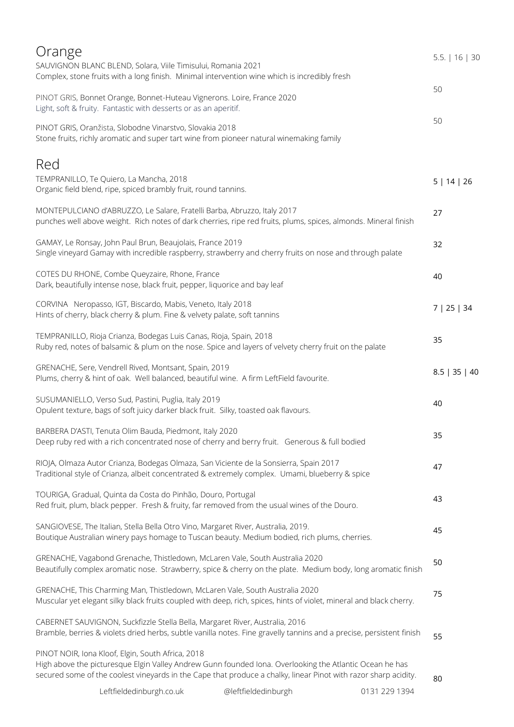## Orange

SAUVIGNON BLANC BLEND, Solara, Viile Timisului, Romania 2021
Complex, stone fruits with a long finish. Minimal intervention wine which is incredibly fresh
5.5. | 16 | 30

PINOT GRIS, Bonnet Orange, Bonnet-Huteau Vignerons. Loire, France 2020
Light, soft & fruity. Fantastic with desserts or as an aperitif.
50

PINOT GRIS, Oranžista, Slobodne Vinarstvo, Slovakia 2018
Stone fruits, richly aromatic and super tart wine from pioneer natural winemaking family
50

## Red

TEMPRANILLO, Te Quiero, La Mancha, 2018
Organic field blend, ripe, spiced brambly fruit, round tannins.
5 | 14 | 26

MONTEPULCIANO d'ABRUZZO, Le Salare, Fratelli Barba, Abruzzo, Italy 2017
punches well above weight. Rich notes of dark cherries, ripe red fruits, plums, spices, almonds. Mineral finish
27

GAMAY, Le Ronsay, John Paul Brun, Beaujolais, France 2019
Single vineyard Gamay with incredible raspberry, strawberry and cherry fruits on nose and through palate
32

COTES DU RHONE, Combe Queyzaire, Rhone, France
Dark, beautifully intense nose, black fruit, pepper, liquorice and bay leaf
40

CORVINA Neropasso, IGT, Biscardo, Mabis, Veneto, Italy 2018
Hints of cherry, black cherry & plum. Fine & velvety palate, soft tannins
7 | 25 | 34

TEMPRANILLO, Rioja Crianza, Bodegas Luis Canas, Rioja, Spain, 2018
Ruby red, notes of balsamic & plum on the nose. Spice and layers of velvety cherry fruit on the palate
35

GRENACHE, Sere, Vendrell Rived, Montsant, Spain, 2019
Plums, cherry & hint of oak. Well balanced, beautiful wine. A firm LeftField favourite.
8.5 | 35 | 40

SUSUMANIELLO, Verso Sud, Pastini, Puglia, Italy 2019
Opulent texture, bags of soft juicy darker black fruit. Silky, toasted oak flavours.
40

BARBERA D'ASTI, Tenuta Olim Bauda, Piedmont, Italy 2020
Deep ruby red with a rich concentrated nose of cherry and berry fruit. Generous & full bodied
35

RIOJA, Olmaza Autor Crianza, Bodegas Olmaza, San Viciente de la Sonsierra, Spain 2017
Traditional style of Crianza, albeit concentrated & extremely complex. Umami, blueberry & spice
47

TOURIGA, Gradual, Quinta da Costa do Pinhão, Douro, Portugal
Red fruit, plum, black pepper. Fresh & fruity, far removed from the usual wines of the Douro.
43

SANGIOVESE, The Italian, Stella Bella Otro Vino, Margaret River, Australia, 2019.
Boutique Australian winery pays homage to Tuscan beauty. Medium bodied, rich plums, cherries.
45

GRENACHE, Vagabond Grenache, Thistledown, McLaren Vale, South Australia 2020
Beautifully complex aromatic nose. Strawberry, spice & cherry on the plate. Medium body, long aromatic finish
50

GRENACHE, This Charming Man, Thistledown, McLaren Vale, South Australia 2020
Muscular yet elegant silky black fruits coupled with deep, rich, spices, hints of violet, mineral and black cherry.
75

CABERNET SAUVIGNON, Suckfizzle Stella Bella, Margaret River, Australia, 2016
Bramble, berries & violets dried herbs, subtle vanilla notes. Fine gravelly tannins and a precise, persistent finish
55

PINOT NOIR, Iona Kloof, Elgin, South Africa, 2018
High above the picturesque Elgin Valley Andrew Gunn founded Iona. Overlooking the Atlantic Ocean he has secured some of the coolest vineyards in the Cape that produce a chalky, linear Pinot with razor sharp acidity.
80

Leftfieldedinburgh.co.uk @leftfieldedinburgh 0131 229 1394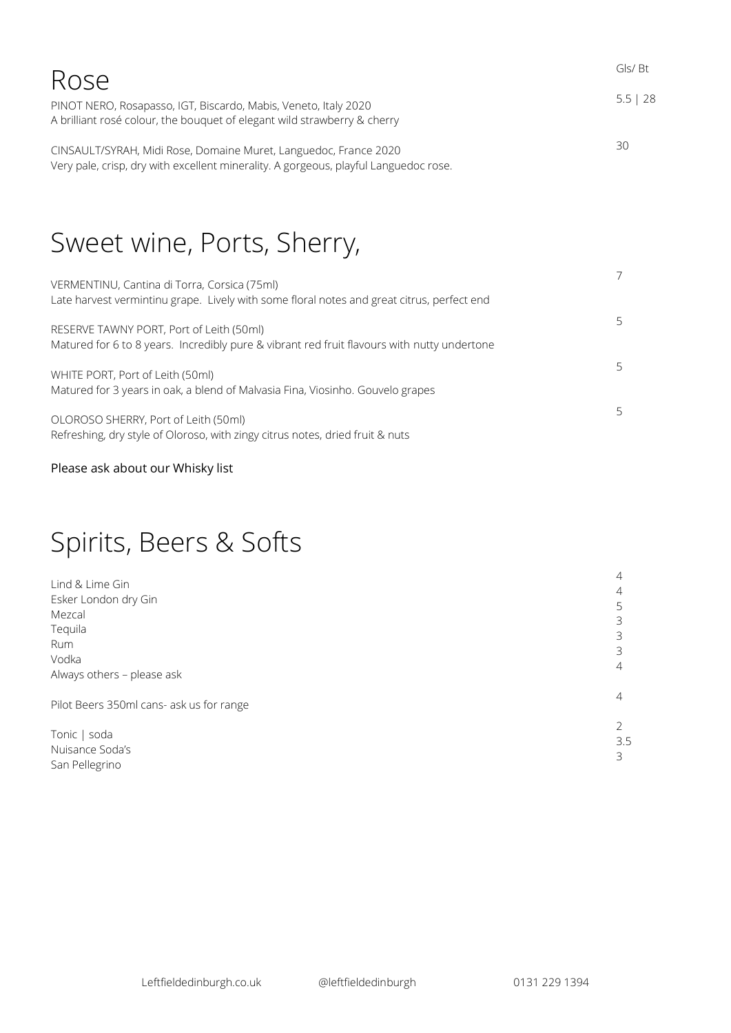# Rose

Gls/ Bt

PINOT NERO, Rosapasso, IGT, Biscardo, Mabis, Veneto, Italy 2020 — 5.5 | 28
A brilliant rosé colour, the bouquet of elegant wild strawberry & cherry

CINSAULT/SYRAH, Midi Rose, Domaine Muret, Languedoc, France 2020 — 30
Very pale, crisp, dry with excellent minerality. A gorgeous, playful Languedoc rose.

# Sweet wine, Ports, Sherry,

VERMENTINU, Cantina di Torra, Corsica (75ml) — 7
Late harvest vermintinu grape. Lively with some floral notes and great citrus, perfect end

RESERVE TAWNY PORT, Port of Leith (50ml) — 5
Matured for 6 to 8 years. Incredibly pure & vibrant red fruit flavours with nutty undertone

WHITE PORT, Port of Leith (50ml) — 5
Matured for 3 years in oak, a blend of Malvasia Fina, Viosinho. Gouvelo grapes

OLOROSO SHERRY, Port of Leith (50ml) — 5
Refreshing, dry style of Oloroso, with zingy citrus notes, dried fruit & nuts

Please ask about our Whisky list

# Spirits, Beers & Softs

| | |
|---|---|
| Lind & Lime Gin | 4 |
| Esker London dry Gin | 4 |
| Mezcal | 5 |
| Tequila | 3 |
| Rum | 3 |
| Vodka | 3 |
| Always others – please ask | 4 |
| Pilot Beers 350ml cans- ask us for range | 4 |
| Tonic \| soda | 2 |
| Nuisance Soda's | 3.5 |
| San Pellegrino | 3 |

Leftfieldedinburgh.co.uk @leftfieldedinburgh 0131 229 1394